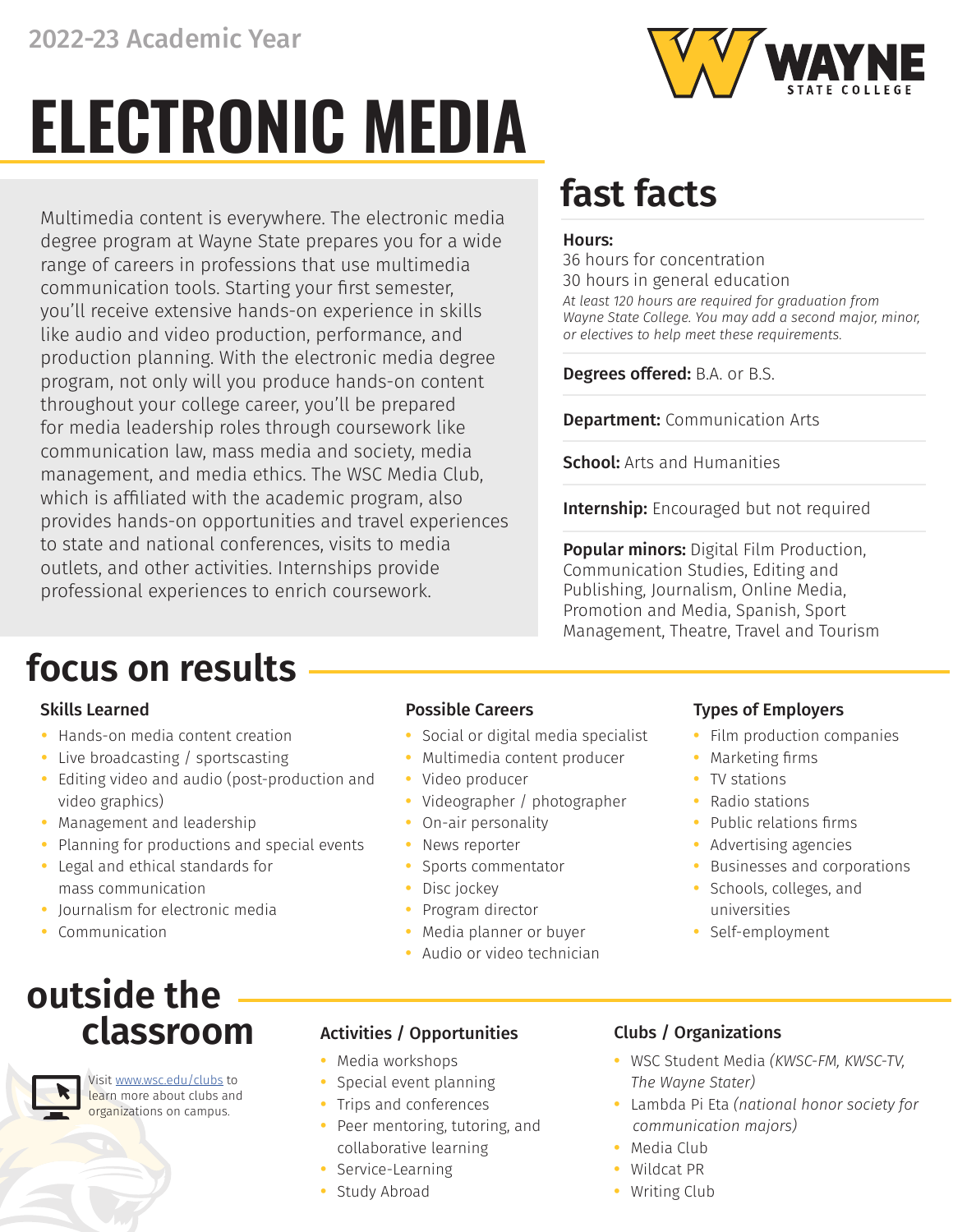2022-23 Academic Year

WAYNE STATE COLLEGE

# ELECTRONIC MEDIA

Multimedia content is everywhere. The electronic media degree program at Wayne State prepares you for a wide range of careers in professions that use multimedia communication tools. Starting your first semester, you'll receive extensive hands-on experience in skills like audio and video production, performance, and production planning. With the electronic media degree program, not only will you produce hands-on content throughout your college career, you'll be prepared for media leadership roles through coursework like communication law, mass media and society, media management, and media ethics. The WSC Media Club, which is affiliated with the academic program, also provides hands-on opportunities and travel experiences to state and national conferences, visits to media outlets, and other activities. Internships provide professional experiences to enrich coursework.

## fast facts

**Hours:**
36 hours for concentration
30 hours in general education
*At least 120 hours are required for graduation from Wayne State College. You may add a second major, minor, or electives to help meet these requirements.*

**Degrees offered:** B.A. or B.S.

**Department:** Communication Arts

**School:** Arts and Humanities

**Internship:** Encouraged but not required

**Popular minors:** Digital Film Production, Communication Studies, Editing and Publishing, Journalism, Online Media, Promotion and Media, Spanish, Sport Management, Theatre, Travel and Tourism

## focus on results

### Skills Learned

- Hands-on media content creation
- Live broadcasting / sportscasting
- Editing video and audio (post-production and video graphics)
- Management and leadership
- Planning for productions and special events
- Legal and ethical standards for mass communication
- Journalism for electronic media
- Communication

### Possible Careers

- Social or digital media specialist
- Multimedia content producer
- Video producer
- Videographer / photographer
- On-air personality
- News reporter
- Sports commentator
- Disc jockey
- Program director
- Media planner or buyer
- Audio or video technician

### Types of Employers

- Film production companies
- Marketing firms
- TV stations
- Radio stations
- Public relations firms
- Advertising agencies
- Businesses and corporations
- Schools, colleges, and universities
- Self-employment

## outside the classroom

Visit www.wsc.edu/clubs to learn more about clubs and organizations on campus.

### Activities / Opportunities

- Media workshops
- Special event planning
- Trips and conferences
- Peer mentoring, tutoring, and collaborative learning
- Service-Learning
- Study Abroad

### Clubs / Organizations

- WSC Student Media *(KWSC-FM, KWSC-TV, The Wayne Stater)*
- Lambda Pi Eta *(national honor society for communication majors)*
- Media Club
- Wildcat PR
- Writing Club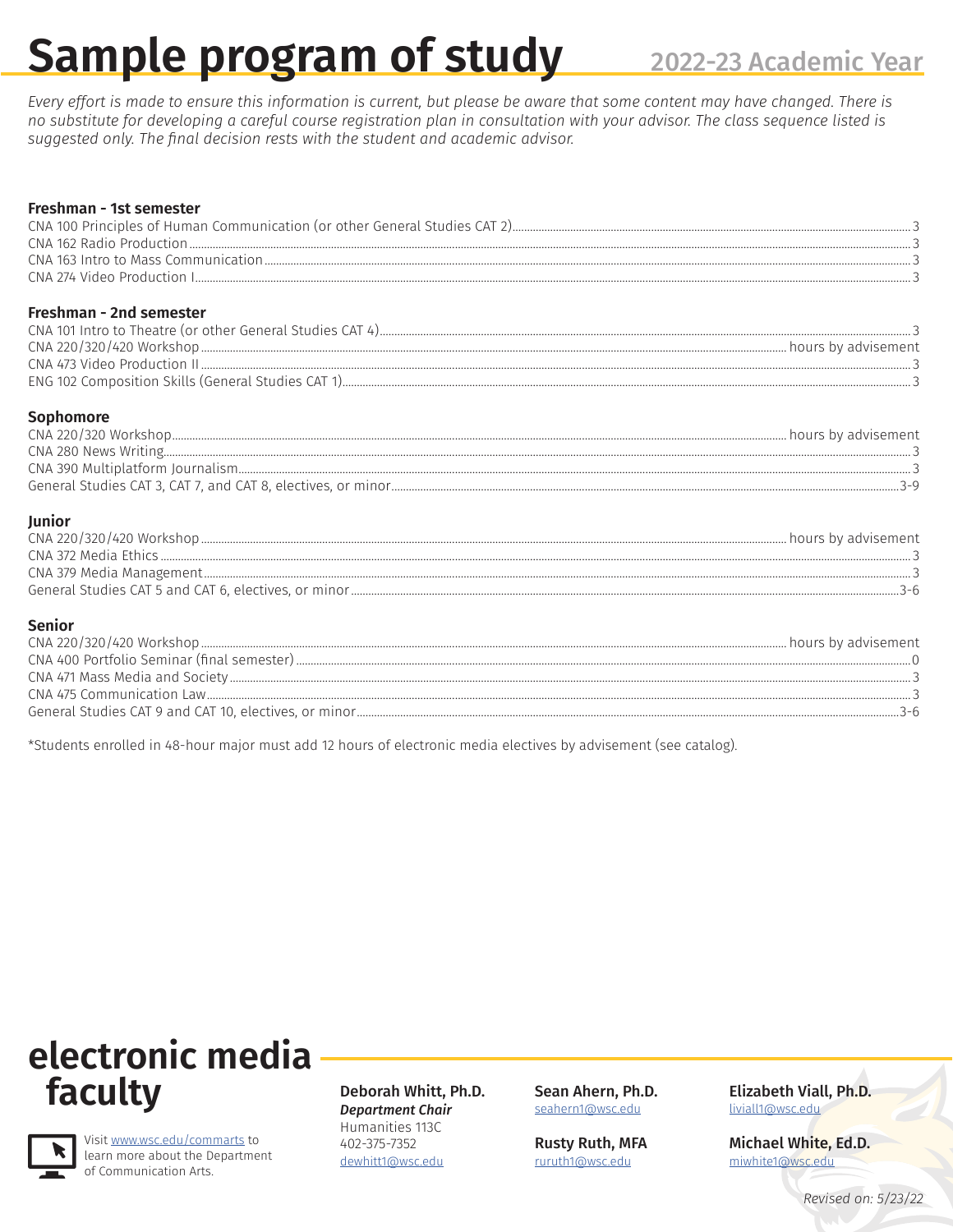# Sample program of study

## 2022-23 Academic Year

*Every effort is made to ensure this information is current, but please be aware that some content may have changed. There is no substitute for developing a careful course registration plan in consultation with your advisor. The class sequence listed is suggested only. The final decision rests with the student and academic advisor.*

### Freshman - 1st semester

| | |
|---|---|
| CNA 100 Principles of Human Communication (or other General Studies CAT 2) | 3 |
| CNA 162 Radio Production | 3 |
| CNA 163 Intro to Mass Communication | 3 |
| CNA 274 Video Production I | 3 |

### Freshman - 2nd semester

| | |
|---|---|
| CNA 101 Intro to Theatre (or other General Studies CAT 4) | 3 |
| CNA 220/320/420 Workshop | hours by advisement |
| CNA 473 Video Production II | 3 |
| ENG 102 Composition Skills (General Studies CAT 1) | 3 |

### Sophomore

| | |
|---|---|
| CNA 220/320 Workshop | hours by advisement |
| CNA 280 News Writing | 3 |
| CNA 390 Multiplatform Journalism | 3 |
| General Studies CAT 3, CAT 7, and CAT 8, electives, or minor | 3-9 |

### Junior

| | |
|---|---|
| CNA 220/320/420 Workshop | hours by advisement |
| CNA 372 Media Ethics | 3 |
| CNA 379 Media Management | 3 |
| General Studies CAT 5 and CAT 6, electives, or minor | 3-6 |

### Senior

| | |
|---|---|
| CNA 220/320/420 Workshop | hours by advisement |
| CNA 400 Portfolio Seminar (final semester) | 0 |
| CNA 471 Mass Media and Society | 3 |
| CNA 475 Communication Law | 3 |
| General Studies CAT 9 and CAT 10, electives, or minor | 3-6 |

*Students enrolled in 48-hour major must add 12 hours of electronic media electives by advisement (see catalog).

## electronic media faculty

Visit www.wsc.edu/commarts to learn more about the Department of Communication Arts.

**Deborah Whitt, Ph.D.**
***Department Chair***
Humanities 113C
402-375-7352
dewhitt1@wsc.edu

**Sean Ahern, Ph.D.**
seahern1@wsc.edu

**Rusty Ruth, MFA**
ruruth1@wsc.edu

**Elizabeth Viall, Ph.D.**
liviall1@wsc.edu

**Michael White, Ed.D.**
miwhite1@wsc.edu

*Revised on: 5/23/22*